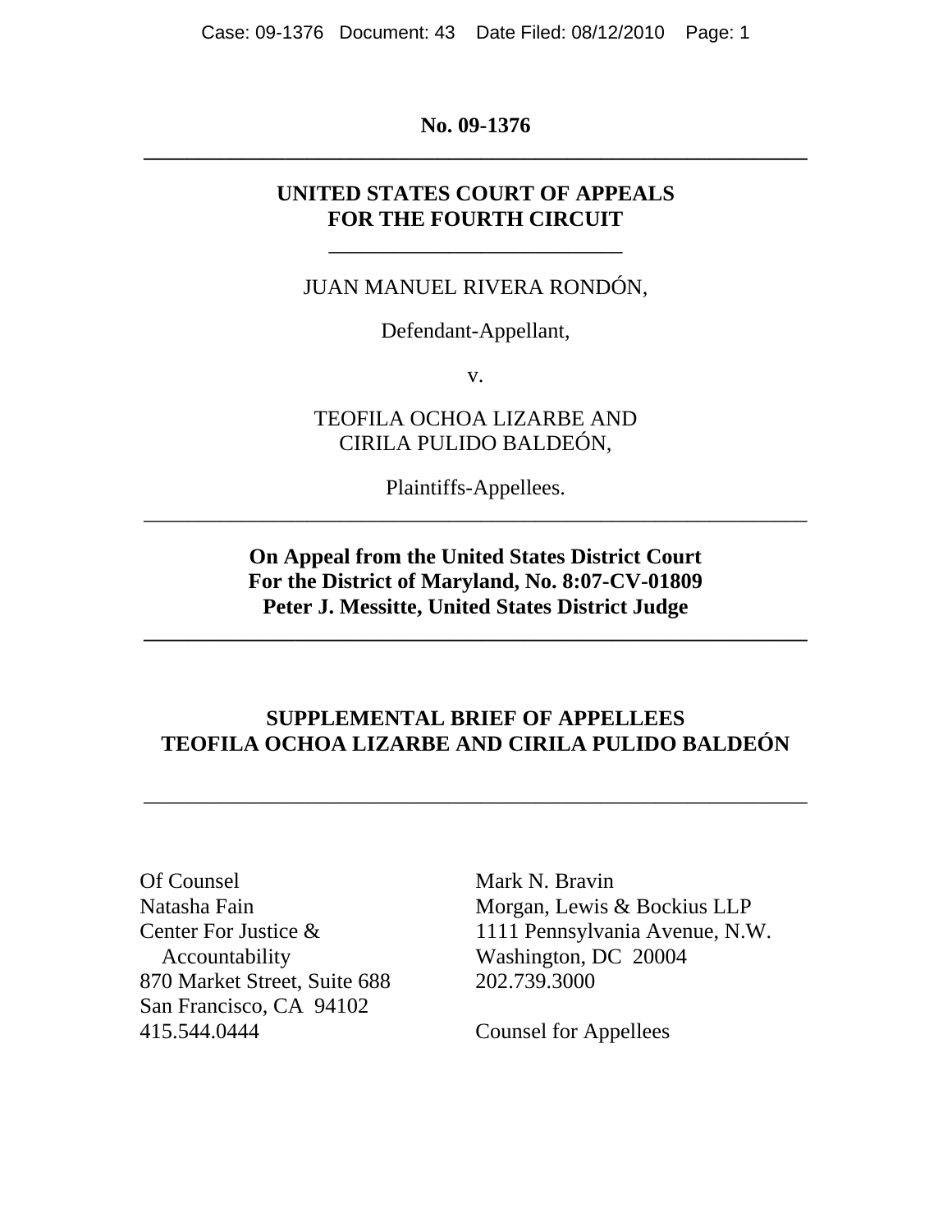**No. 09-1376**

---

**UNITED STATES COURT OF APPEALS**
**FOR THE FOURTH CIRCUIT**

---

JUAN MANUEL RIVERA RONDÓN,

Defendant-Appellant,

v.

TEOFILA OCHOA LIZARBE AND
CIRILA PULIDO BALDEÓN,

Plaintiffs-Appellees.

---

**On Appeal from the United States District Court**
**For the District of Maryland, No. 8:07-CV-01809**
**Peter J. Messitte, United States District Judge**

---

**SUPPLEMENTAL BRIEF OF APPELLEES**
**TEOFILA OCHOA LIZARBE AND CIRILA PULIDO BALDEÓN**

---

Of Counsel
Natasha Fain
Center For Justice & Accountability
870 Market Street, Suite 688
San Francisco, CA 94102
415.544.0444

Mark N. Bravin
Morgan, Lewis & Bockius LLP
1111 Pennsylvania Avenue, N.W.
Washington, DC 20004
202.739.3000

Counsel for Appellees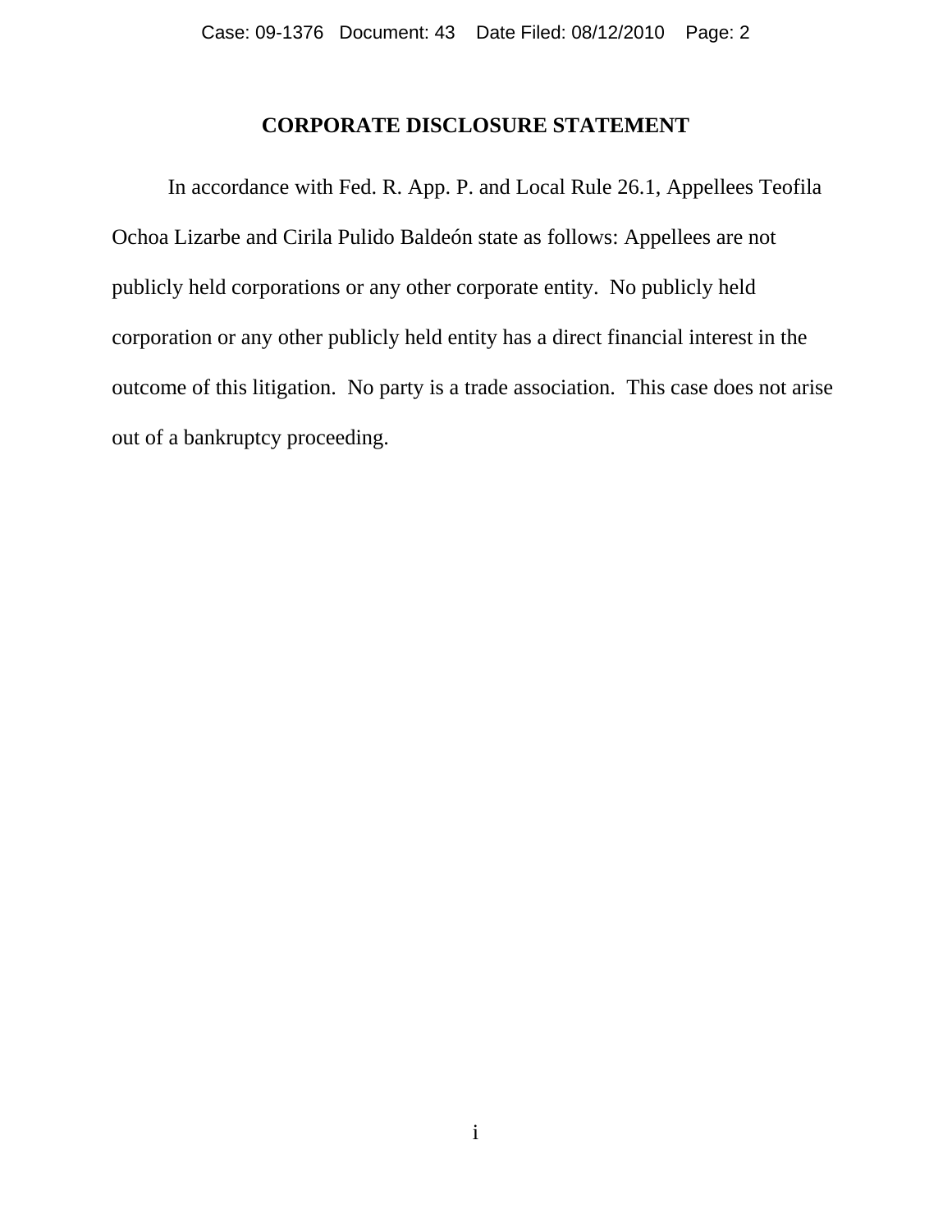## CORPORATE DISCLOSURE STATEMENT

In accordance with Fed. R. App. P. and Local Rule 26.1, Appellees Teofila Ochoa Lizarbe and Cirila Pulido Baldeón state as follows: Appellees are not publicly held corporations or any other corporate entity. No publicly held corporation or any other publicly held entity has a direct financial interest in the outcome of this litigation. No party is a trade association. This case does not arise out of a bankruptcy proceeding.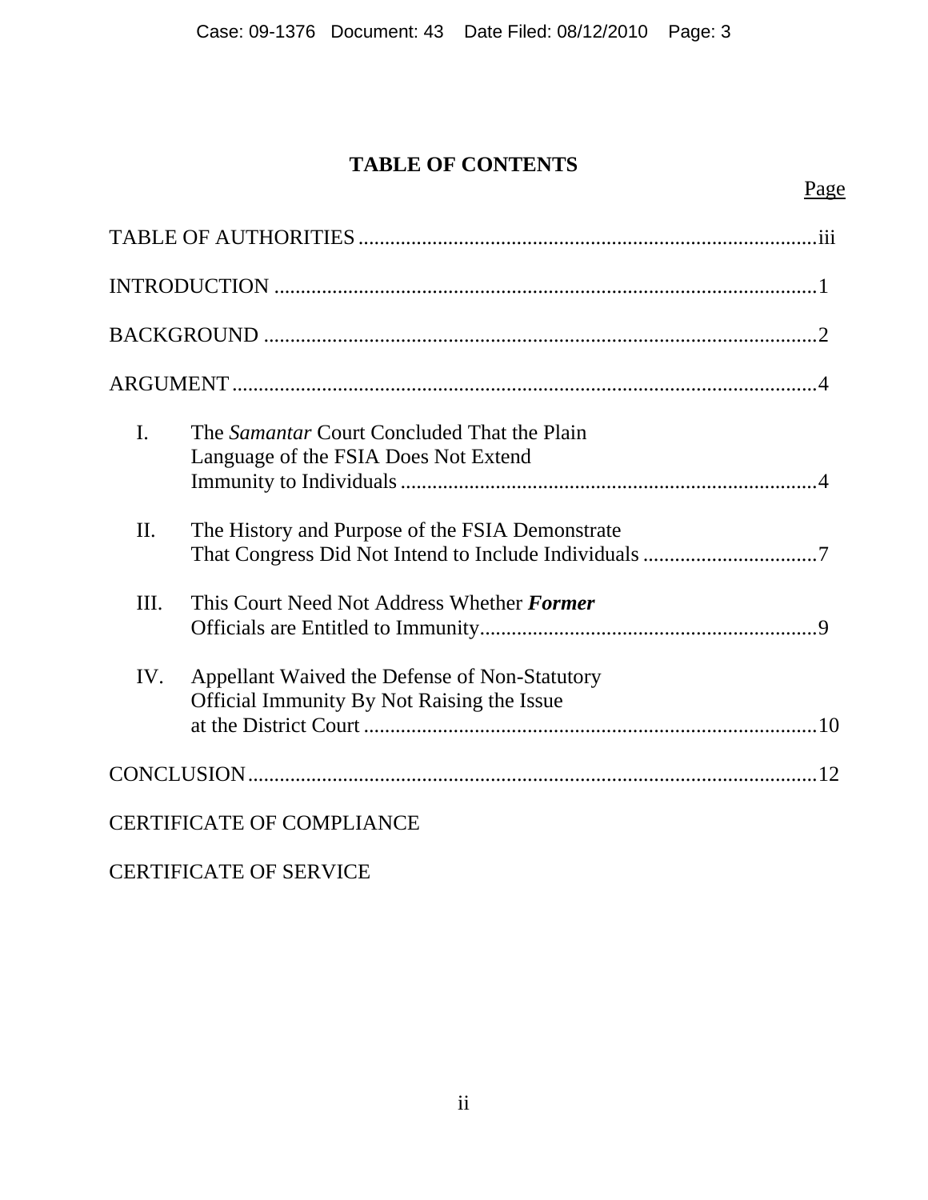# TABLE OF CONTENTS

Page

TABLE OF AUTHORITIES ........................................................................................iii

INTRODUCTION ........................................................................................................1

BACKGROUND ..........................................................................................................2

ARGUMENT ................................................................................................................4

I. The *Samantar* Court Concluded That the Plain Language of the FSIA Does Not Extend Immunity to Individuals ..............................................................................4

II. The History and Purpose of the FSIA Demonstrate That Congress Did Not Intend to Include Individuals .................................7

III. This Court Need Not Address Whether ***Former*** Officials are Entitled to Immunity................................................................9

IV. Appellant Waived the Defense of Non-Statutory Official Immunity By Not Raising the Issue at the District Court .......................................................................................10

CONCLUSION...........................................................................................................12

CERTIFICATE OF COMPLIANCE

CERTIFICATE OF SERVICE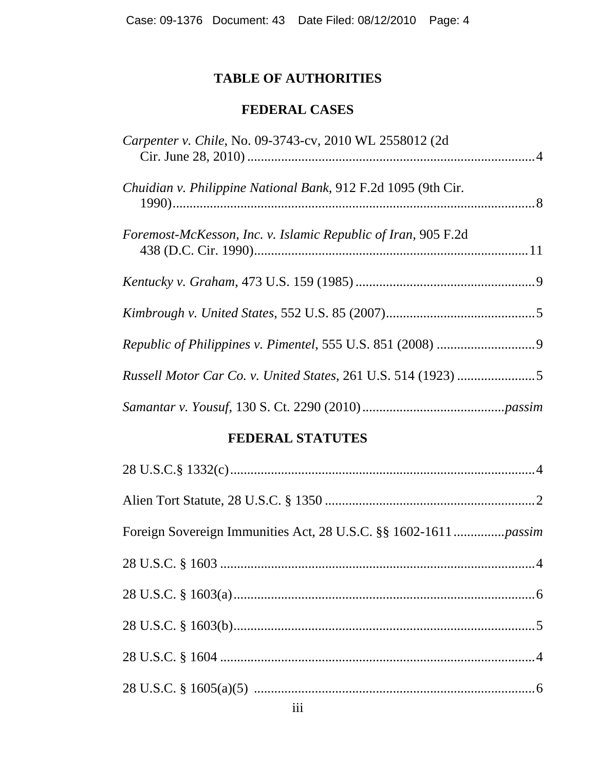# TABLE OF AUTHORITIES

## FEDERAL CASES

*Carpenter v. Chile*, No. 09-3743-cv, 2010 WL 2558012 (2d Cir. June 28, 2010) ....................................................................................4

*Chuidian v. Philippine National Bank*, 912 F.2d 1095 (9th Cir. 1990)..........................................................................................................8

*Foremost-McKesson, Inc. v. Islamic Republic of Iran*, 905 F.2d 438 (D.C. Cir. 1990)...............................................................................11

*Kentucky v. Graham*, 473 U.S. 159 (1985) ....................................................9

*Kimbrough v. United States*, 552 U.S. 85 (2007)............................................5

*Republic of Philippines v. Pimentel*, 555 U.S. 851 (2008) ............................9

*Russell Motor Car Co. v. United States*, 261 U.S. 514 (1923) .......................5

*Samantar v. Yousuf*, 130 S. Ct. 2290 (2010)..........................................*passim*

## FEDERAL STATUTES

28 U.S.C.§ 1332(c).........................................................................................4

Alien Tort Statute, 28 U.S.C. § 1350 .............................................................2

Foreign Sovereign Immunities Act, 28 U.S.C. §§ 1602-1611..............*passim*

28 U.S.C. § 1603 ............................................................................................4

28 U.S.C. § 1603(a)........................................................................................6

28 U.S.C. § 1603(b)........................................................................................5

28 U.S.C. § 1604 ............................................................................................4

28 U.S.C. § 1605(a)(5) ..................................................................................6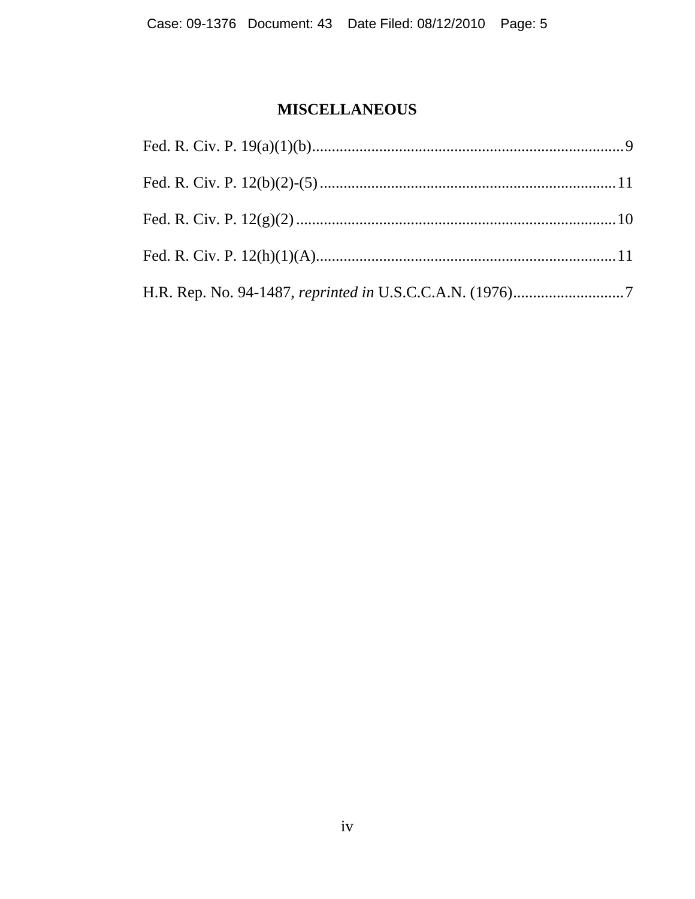## MISCELLANEOUS

Fed. R. Civ. P. 19(a)(1)(b)..............................................................................9

Fed. R. Civ. P. 12(b)(2)-(5)..........................................................................11

Fed. R. Civ. P. 12(g)(2)................................................................................10

Fed. R. Civ. P. 12(h)(1)(A)...........................................................................11

H.R. Rep. No. 94-1487, *reprinted in* U.S.C.C.A.N. (1976)............................7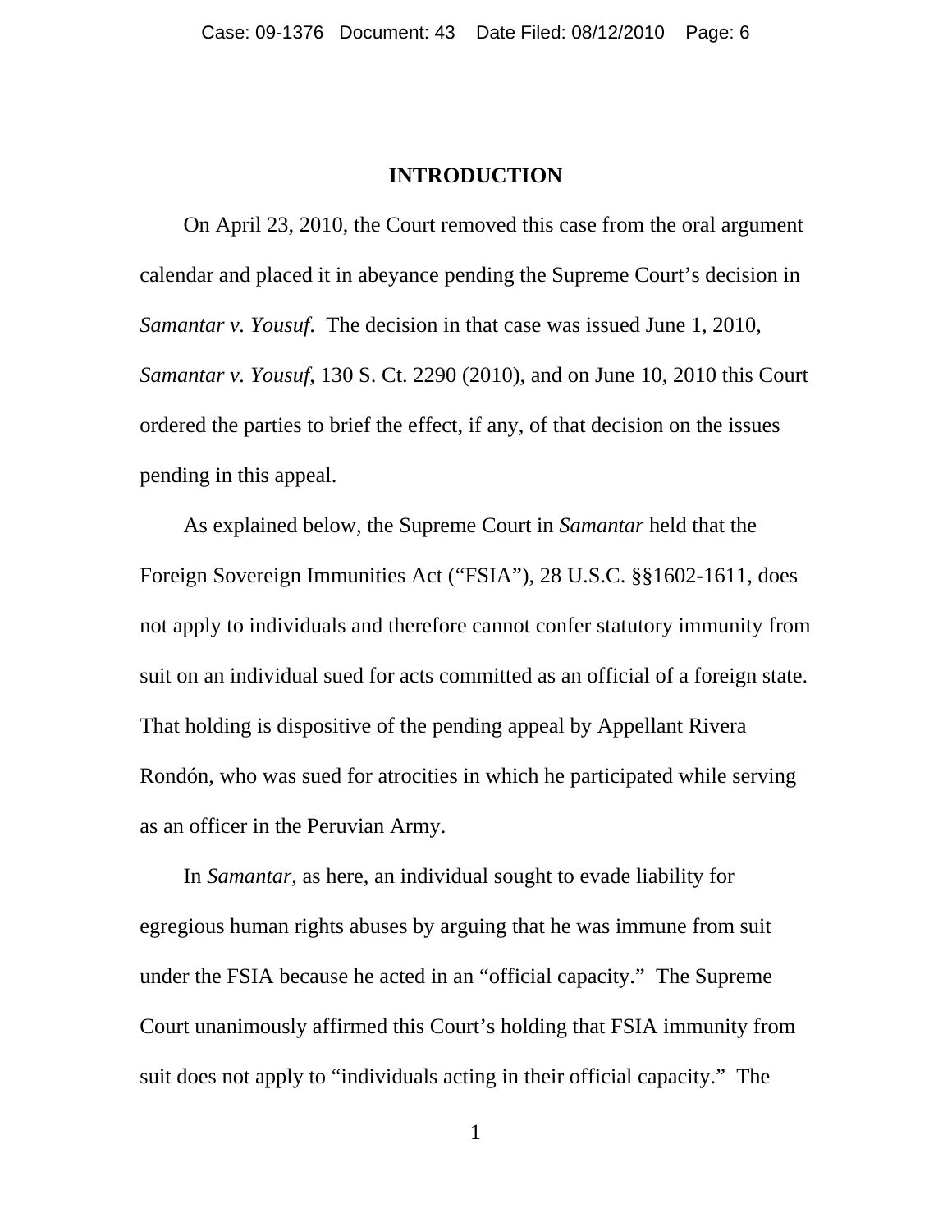# INTRODUCTION

On April 23, 2010, the Court removed this case from the oral argument calendar and placed it in abeyance pending the Supreme Court's decision in *Samantar v. Yousuf*. The decision in that case was issued June 1, 2010, *Samantar v. Yousuf*, 130 S. Ct. 2290 (2010), and on June 10, 2010 this Court ordered the parties to brief the effect, if any, of that decision on the issues pending in this appeal.

As explained below, the Supreme Court in *Samantar* held that the Foreign Sovereign Immunities Act ("FSIA"), 28 U.S.C. §§1602-1611, does not apply to individuals and therefore cannot confer statutory immunity from suit on an individual sued for acts committed as an official of a foreign state. That holding is dispositive of the pending appeal by Appellant Rivera Rondón, who was sued for atrocities in which he participated while serving as an officer in the Peruvian Army.

In *Samantar*, as here, an individual sought to evade liability for egregious human rights abuses by arguing that he was immune from suit under the FSIA because he acted in an "official capacity." The Supreme Court unanimously affirmed this Court's holding that FSIA immunity from suit does not apply to "individuals acting in their official capacity." The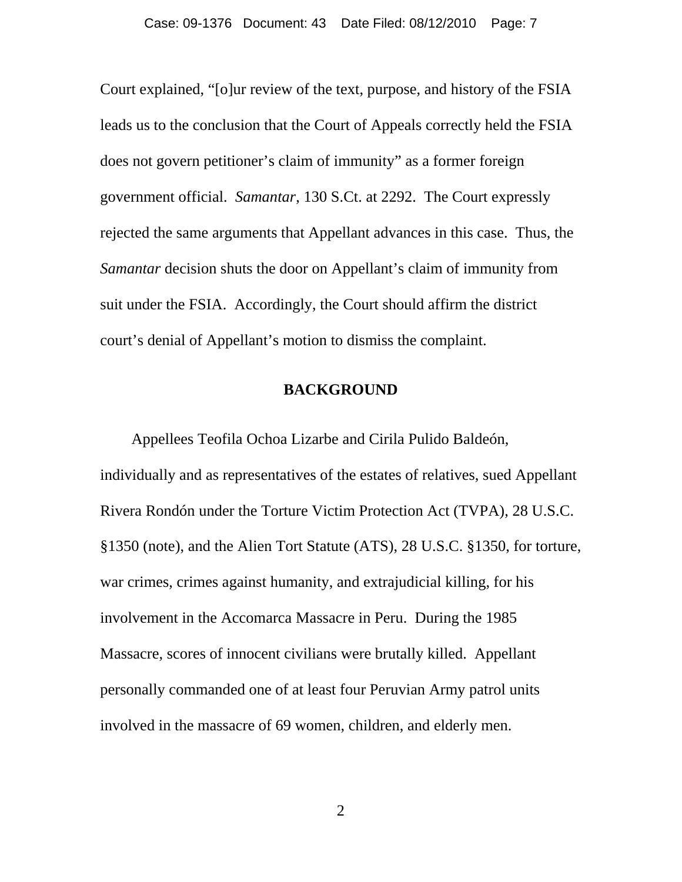Court explained, "[o]ur review of the text, purpose, and history of the FSIA leads us to the conclusion that the Court of Appeals correctly held the FSIA does not govern petitioner's claim of immunity" as a former foreign government official. *Samantar*, 130 S.Ct. at 2292. The Court expressly rejected the same arguments that Appellant advances in this case. Thus, the *Samantar* decision shuts the door on Appellant's claim of immunity from suit under the FSIA. Accordingly, the Court should affirm the district court's denial of Appellant's motion to dismiss the complaint.

## BACKGROUND

Appellees Teofila Ochoa Lizarbe and Cirila Pulido Baldeón, individually and as representatives of the estates of relatives, sued Appellant Rivera Rondón under the Torture Victim Protection Act (TVPA), 28 U.S.C. §1350 (note), and the Alien Tort Statute (ATS), 28 U.S.C. §1350, for torture, war crimes, crimes against humanity, and extrajudicial killing, for his involvement in the Accomarca Massacre in Peru. During the 1985 Massacre, scores of innocent civilians were brutally killed. Appellant personally commanded one of at least four Peruvian Army patrol units involved in the massacre of 69 women, children, and elderly men.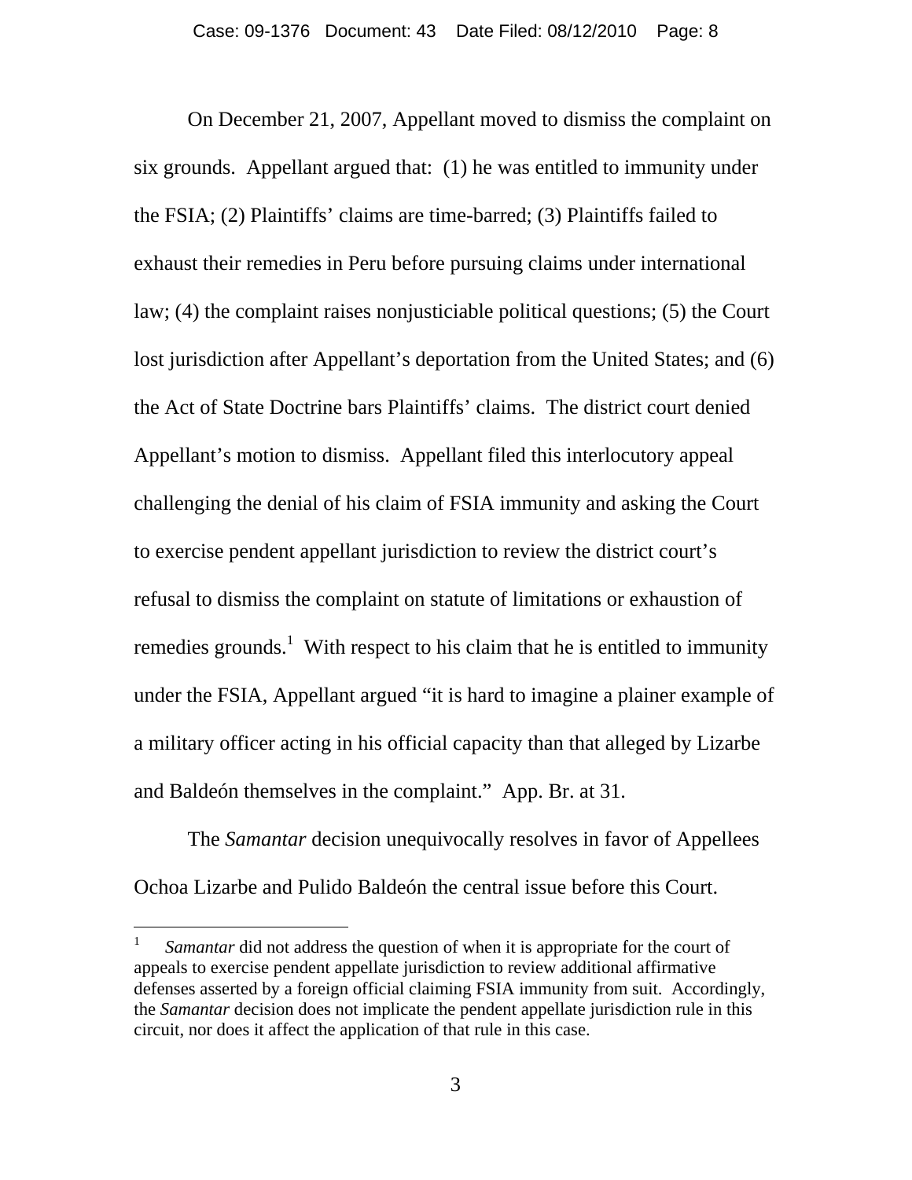On December 21, 2007, Appellant moved to dismiss the complaint on six grounds. Appellant argued that: (1) he was entitled to immunity under the FSIA; (2) Plaintiffs' claims are time-barred; (3) Plaintiffs failed to exhaust their remedies in Peru before pursuing claims under international law; (4) the complaint raises nonjusticiable political questions; (5) the Court lost jurisdiction after Appellant's deportation from the United States; and (6) the Act of State Doctrine bars Plaintiffs' claims. The district court denied Appellant's motion to dismiss. Appellant filed this interlocutory appeal challenging the denial of his claim of FSIA immunity and asking the Court to exercise pendent appellant jurisdiction to review the district court's refusal to dismiss the complaint on statute of limitations or exhaustion of remedies grounds.[1] With respect to his claim that he is entitled to immunity under the FSIA, Appellant argued "it is hard to imagine a plainer example of a military officer acting in his official capacity than that alleged by Lizarbe and Baldeón themselves in the complaint." App. Br. at 31.

The *Samantar* decision unequivocally resolves in favor of Appellees Ochoa Lizarbe and Pulido Baldeón the central issue before this Court.

---

[1] *Samantar* did not address the question of when it is appropriate for the court of appeals to exercise pendent appellate jurisdiction to review additional affirmative defenses asserted by a foreign official claiming FSIA immunity from suit. Accordingly, the *Samantar* decision does not implicate the pendent appellate jurisdiction rule in this circuit, nor does it affect the application of that rule in this case.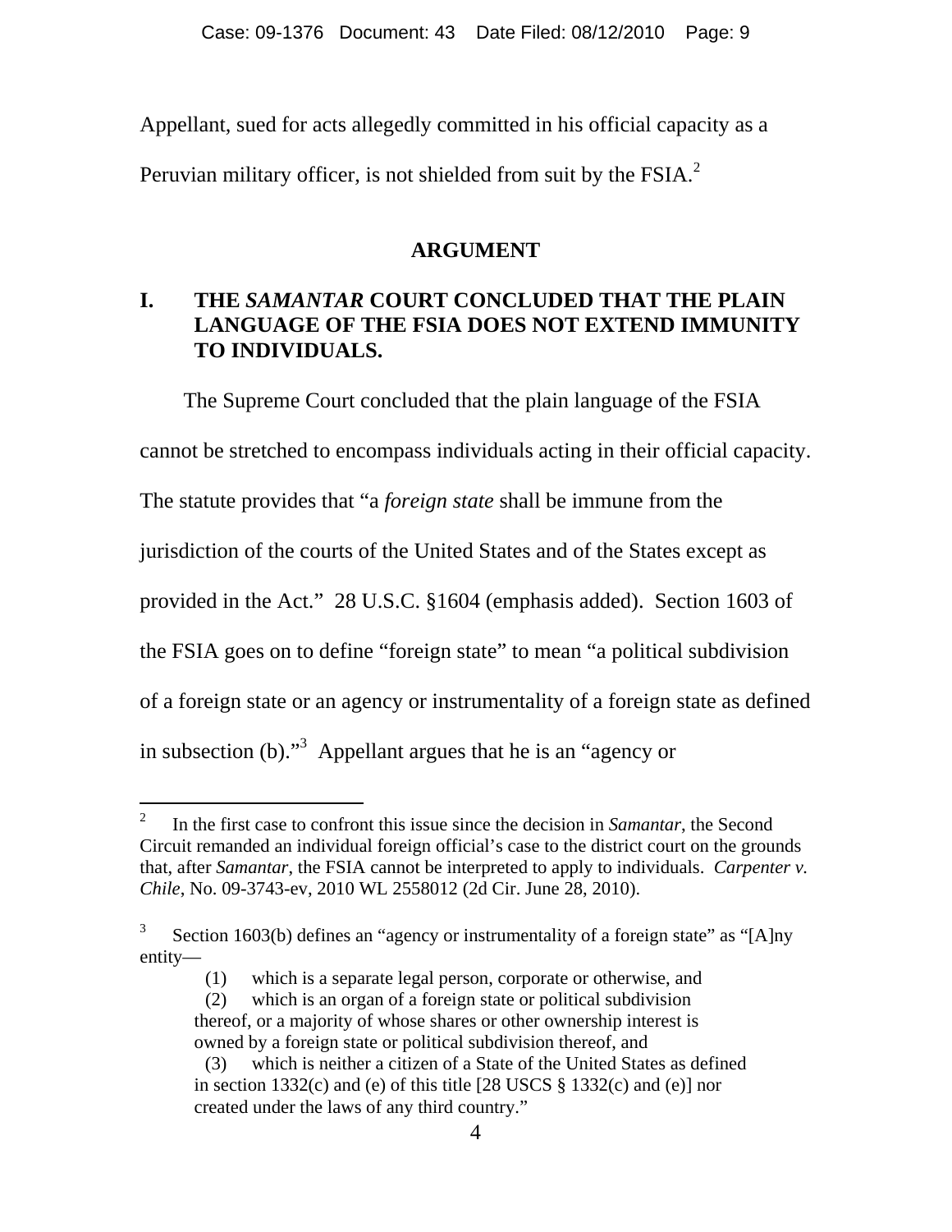Appellant, sued for acts allegedly committed in his official capacity as a Peruvian military officer, is not shielded from suit by the FSIA.[2]

## ARGUMENT

### I. THE *SAMANTAR* COURT CONCLUDED THAT THE PLAIN LANGUAGE OF THE FSIA DOES NOT EXTEND IMMUNITY TO INDIVIDUALS.

The Supreme Court concluded that the plain language of the FSIA cannot be stretched to encompass individuals acting in their official capacity. The statute provides that "a *foreign state* shall be immune from the jurisdiction of the courts of the United States and of the States except as provided in the Act." 28 U.S.C. §1604 (emphasis added). Section 1603 of the FSIA goes on to define "foreign state" to mean "a political subdivision of a foreign state or an agency or instrumentality of a foreign state as defined in subsection (b)."[3] Appellant argues that he is an "agency or

---

[2] In the first case to confront this issue since the decision in *Samantar*, the Second Circuit remanded an individual foreign official's case to the district court on the grounds that, after *Samantar*, the FSIA cannot be interpreted to apply to individuals. *Carpenter v. Chile*, No. 09-3743-ev, 2010 WL 2558012 (2d Cir. June 28, 2010).

[3] Section 1603(b) defines an "agency or instrumentality of a foreign state" as "[A]ny entity—

> (1) which is a separate legal person, corporate or otherwise, and
>
> (2) which is an organ of a foreign state or political subdivision thereof, or a majority of whose shares or other ownership interest is owned by a foreign state or political subdivision thereof, and
>
> (3) which is neither a citizen of a State of the United States as defined in section 1332(c) and (e) of this title [28 USCS § 1332(c) and (e)] nor created under the laws of any third country."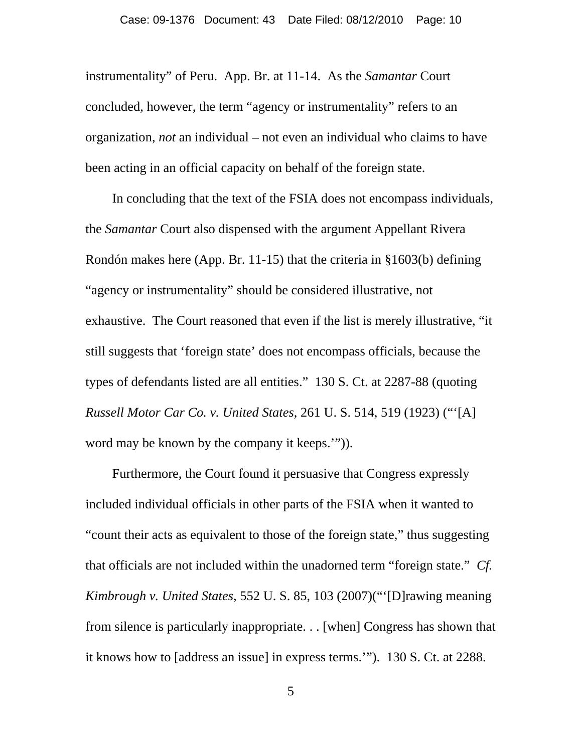instrumentality" of Peru. App. Br. at 11-14. As the *Samantar* Court concluded, however, the term "agency or instrumentality" refers to an organization, *not* an individual – not even an individual who claims to have been acting in an official capacity on behalf of the foreign state.

In concluding that the text of the FSIA does not encompass individuals, the *Samantar* Court also dispensed with the argument Appellant Rivera Rondón makes here (App. Br. 11-15) that the criteria in §1603(b) defining "agency or instrumentality" should be considered illustrative, not exhaustive. The Court reasoned that even if the list is merely illustrative, "it still suggests that 'foreign state' does not encompass officials, because the types of defendants listed are all entities." 130 S. Ct. at 2287-88 (quoting *Russell Motor Car Co. v. United States*, 261 U. S. 514, 519 (1923) ("'[A] word may be known by the company it keeps.'")).

Furthermore, the Court found it persuasive that Congress expressly included individual officials in other parts of the FSIA when it wanted to "count their acts as equivalent to those of the foreign state," thus suggesting that officials are not included within the unadorned term "foreign state." *Cf. Kimbrough v. United States*, 552 U. S. 85, 103 (2007)("'[D]rawing meaning from silence is particularly inappropriate. . . [when] Congress has shown that it knows how to [address an issue] in express terms.'"). 130 S. Ct. at 2288.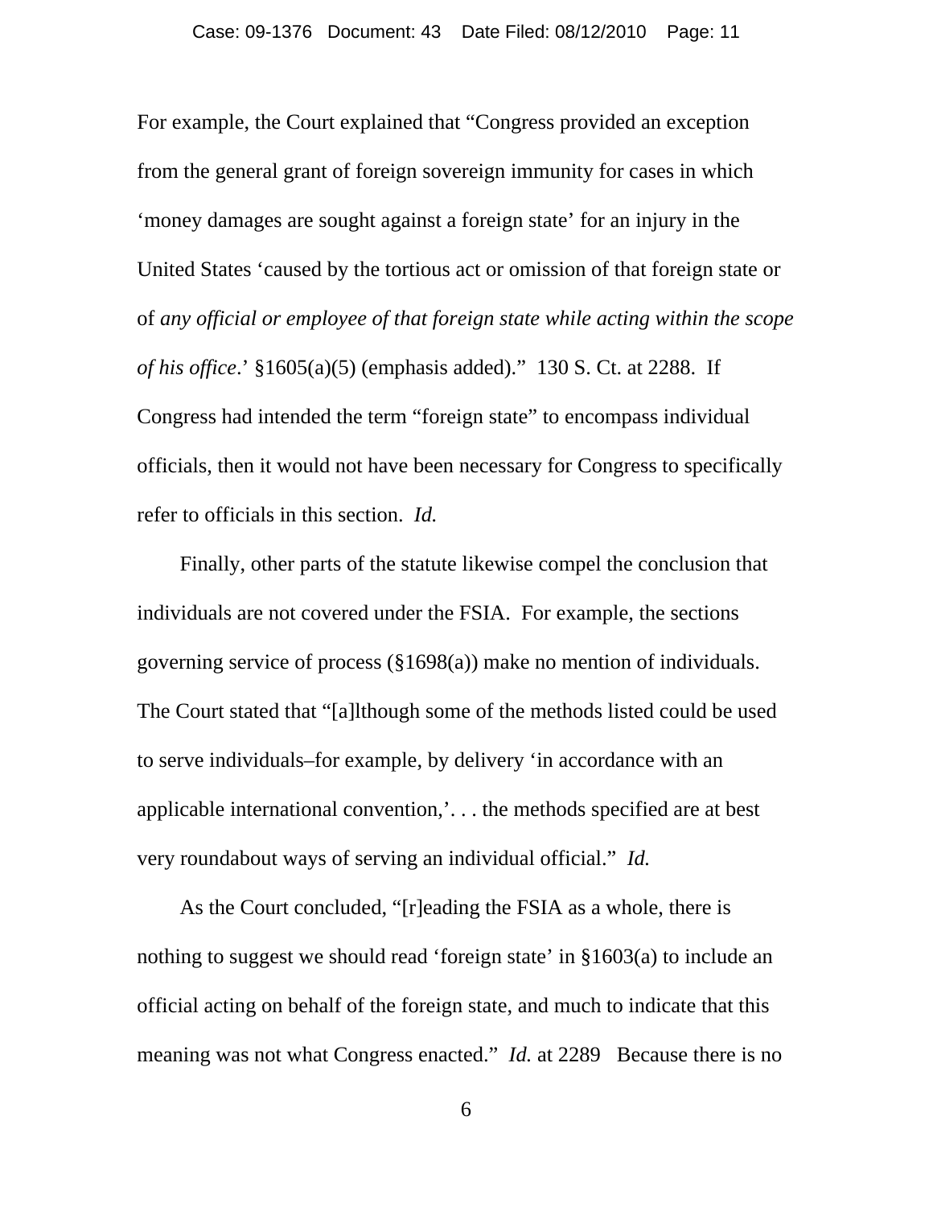For example, the Court explained that "Congress provided an exception from the general grant of foreign sovereign immunity for cases in which 'money damages are sought against a foreign state' for an injury in the United States 'caused by the tortious act or omission of that foreign state or of *any official or employee of that foreign state while acting within the scope of his office*.' §1605(a)(5) (emphasis added)." 130 S. Ct. at 2288. If Congress had intended the term "foreign state" to encompass individual officials, then it would not have been necessary for Congress to specifically refer to officials in this section. *Id.*

Finally, other parts of the statute likewise compel the conclusion that individuals are not covered under the FSIA. For example, the sections governing service of process (§1698(a)) make no mention of individuals. The Court stated that "[a]lthough some of the methods listed could be used to serve individuals–for example, by delivery 'in accordance with an applicable international convention,'. . . the methods specified are at best very roundabout ways of serving an individual official." *Id.*

As the Court concluded, "[r]eading the FSIA as a whole, there is nothing to suggest we should read 'foreign state' in §1603(a) to include an official acting on behalf of the foreign state, and much to indicate that this meaning was not what Congress enacted." *Id.* at 2289 Because there is no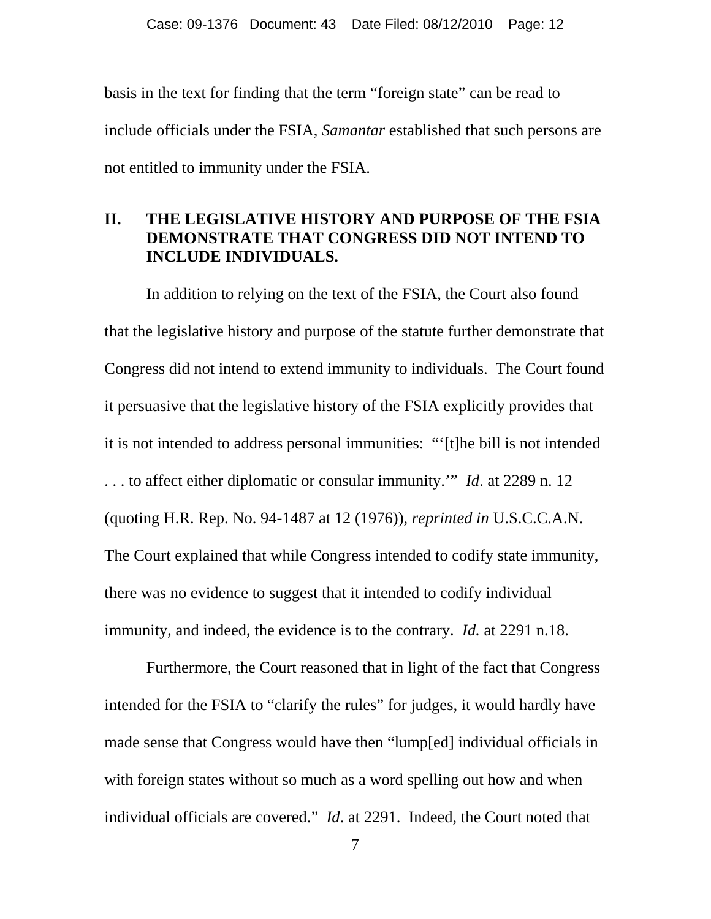basis in the text for finding that the term "foreign state" can be read to include officials under the FSIA, *Samantar* established that such persons are not entitled to immunity under the FSIA.

## II. THE LEGISLATIVE HISTORY AND PURPOSE OF THE FSIA DEMONSTRATE THAT CONGRESS DID NOT INTEND TO INCLUDE INDIVIDUALS.

In addition to relying on the text of the FSIA, the Court also found that the legislative history and purpose of the statute further demonstrate that Congress did not intend to extend immunity to individuals. The Court found it persuasive that the legislative history of the FSIA explicitly provides that it is not intended to address personal immunities: "'[t]he bill is not intended . . . to affect either diplomatic or consular immunity.'" *Id*. at 2289 n. 12 (quoting H.R. Rep. No. 94-1487 at 12 (1976)), *reprinted in* U.S.C.C.A.N. The Court explained that while Congress intended to codify state immunity, there was no evidence to suggest that it intended to codify individual immunity, and indeed, the evidence is to the contrary. *Id.* at 2291 n.18.

Furthermore, the Court reasoned that in light of the fact that Congress intended for the FSIA to "clarify the rules" for judges, it would hardly have made sense that Congress would have then "lump[ed] individual officials in with foreign states without so much as a word spelling out how and when individual officials are covered." *Id*. at 2291. Indeed, the Court noted that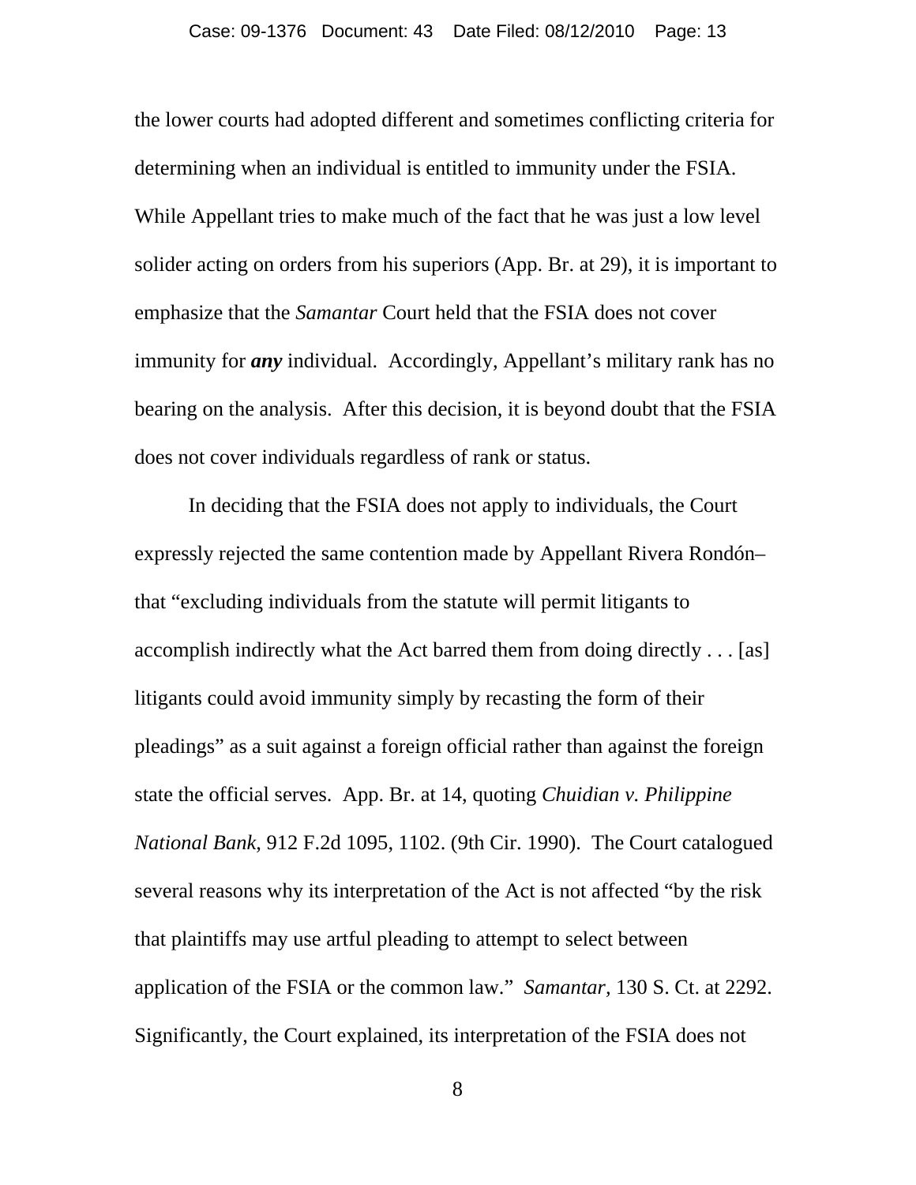the lower courts had adopted different and sometimes conflicting criteria for determining when an individual is entitled to immunity under the FSIA. While Appellant tries to make much of the fact that he was just a low level solider acting on orders from his superiors (App. Br. at 29), it is important to emphasize that the *Samantar* Court held that the FSIA does not cover immunity for ***any*** individual. Accordingly, Appellant's military rank has no bearing on the analysis. After this decision, it is beyond doubt that the FSIA does not cover individuals regardless of rank or status.

In deciding that the FSIA does not apply to individuals, the Court expressly rejected the same contention made by Appellant Rivera Rondón– that "excluding individuals from the statute will permit litigants to accomplish indirectly what the Act barred them from doing directly . . . [as] litigants could avoid immunity simply by recasting the form of their pleadings" as a suit against a foreign official rather than against the foreign state the official serves. App. Br. at 14, quoting *Chuidian v. Philippine National Bank*, 912 F.2d 1095, 1102. (9th Cir. 1990). The Court catalogued several reasons why its interpretation of the Act is not affected "by the risk that plaintiffs may use artful pleading to attempt to select between application of the FSIA or the common law." *Samantar*, 130 S. Ct. at 2292. Significantly, the Court explained, its interpretation of the FSIA does not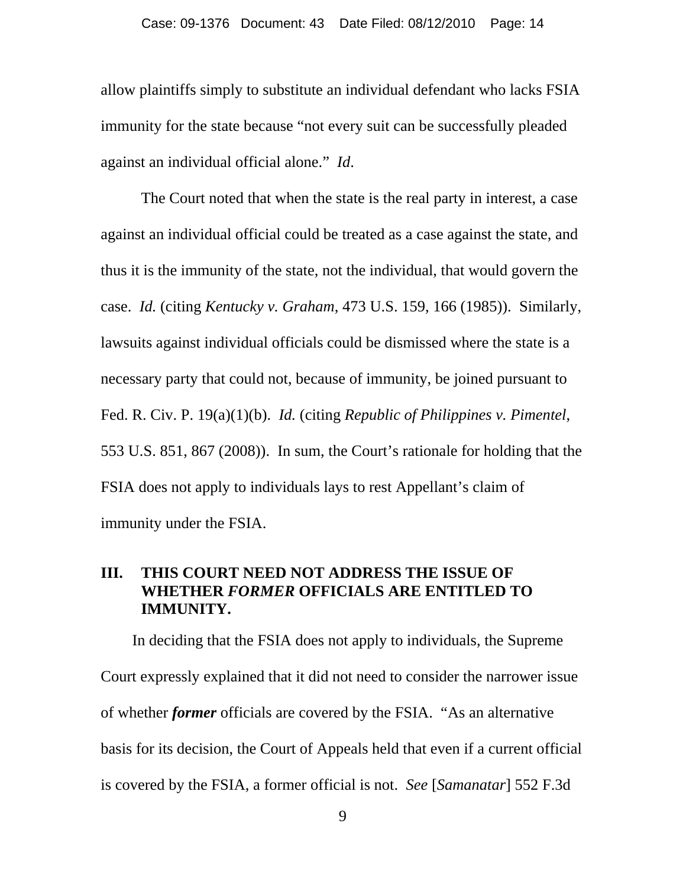allow plaintiffs simply to substitute an individual defendant who lacks FSIA immunity for the state because "not every suit can be successfully pleaded against an individual official alone." *Id.*

The Court noted that when the state is the real party in interest, a case against an individual official could be treated as a case against the state, and thus it is the immunity of the state, not the individual, that would govern the case. *Id.* (citing *Kentucky v. Graham*, 473 U.S. 159, 166 (1985)). Similarly, lawsuits against individual officials could be dismissed where the state is a necessary party that could not, because of immunity, be joined pursuant to Fed. R. Civ. P. 19(a)(1)(b). *Id.* (citing *Republic of Philippines v. Pimentel*, 553 U.S. 851, 867 (2008)). In sum, the Court's rationale for holding that the FSIA does not apply to individuals lays to rest Appellant's claim of immunity under the FSIA.

## III. THIS COURT NEED NOT ADDRESS THE ISSUE OF WHETHER *FORMER* OFFICIALS ARE ENTITLED TO IMMUNITY.

In deciding that the FSIA does not apply to individuals, the Supreme Court expressly explained that it did not need to consider the narrower issue of whether ***former*** officials are covered by the FSIA. "As an alternative basis for its decision, the Court of Appeals held that even if a current official is covered by the FSIA, a former official is not. *See* [*Samanatar*] 552 F.3d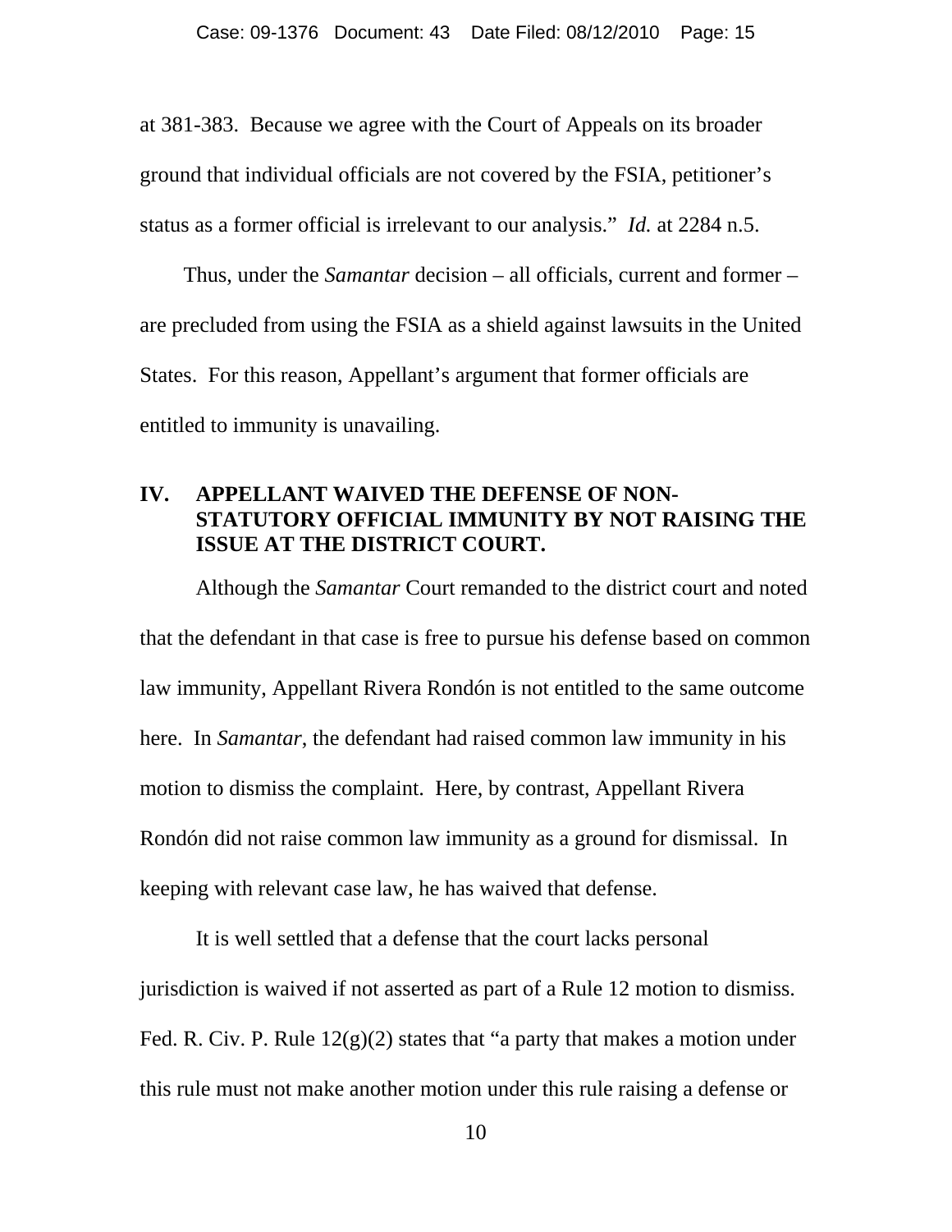at 381-383. Because we agree with the Court of Appeals on its broader ground that individual officials are not covered by the FSIA, petitioner's status as a former official is irrelevant to our analysis." *Id.* at 2284 n.5.

Thus, under the *Samantar* decision – all officials, current and former – are precluded from using the FSIA as a shield against lawsuits in the United States. For this reason, Appellant's argument that former officials are entitled to immunity is unavailing.

## IV. APPELLANT WAIVED THE DEFENSE OF NON-STATUTORY OFFICIAL IMMUNITY BY NOT RAISING THE ISSUE AT THE DISTRICT COURT.

Although the *Samantar* Court remanded to the district court and noted that the defendant in that case is free to pursue his defense based on common law immunity, Appellant Rivera Rondón is not entitled to the same outcome here. In *Samantar*, the defendant had raised common law immunity in his motion to dismiss the complaint. Here, by contrast, Appellant Rivera Rondón did not raise common law immunity as a ground for dismissal. In keeping with relevant case law, he has waived that defense.

It is well settled that a defense that the court lacks personal jurisdiction is waived if not asserted as part of a Rule 12 motion to dismiss. Fed. R. Civ. P. Rule 12(g)(2) states that "a party that makes a motion under this rule must not make another motion under this rule raising a defense or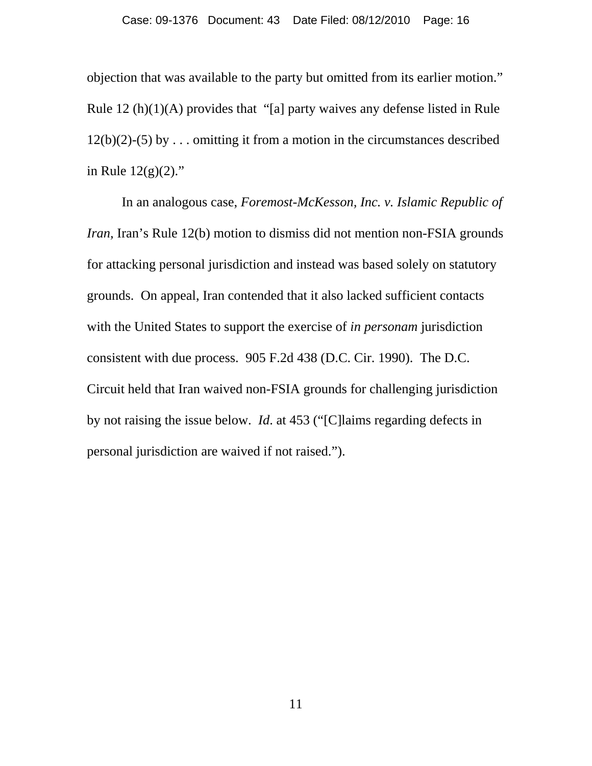objection that was available to the party but omitted from its earlier motion." Rule 12 (h)(1)(A) provides that "[a] party waives any defense listed in Rule 12(b)(2)-(5) by . . . omitting it from a motion in the circumstances described in Rule 12(g)(2)."

In an analogous case, *Foremost-McKesson, Inc. v. Islamic Republic of Iran,* Iran's Rule 12(b) motion to dismiss did not mention non-FSIA grounds for attacking personal jurisdiction and instead was based solely on statutory grounds. On appeal, Iran contended that it also lacked sufficient contacts with the United States to support the exercise of *in personam* jurisdiction consistent with due process. 905 F.2d 438 (D.C. Cir. 1990). The D.C. Circuit held that Iran waived non-FSIA grounds for challenging jurisdiction by not raising the issue below. *Id*. at 453 ("[C]laims regarding defects in personal jurisdiction are waived if not raised.").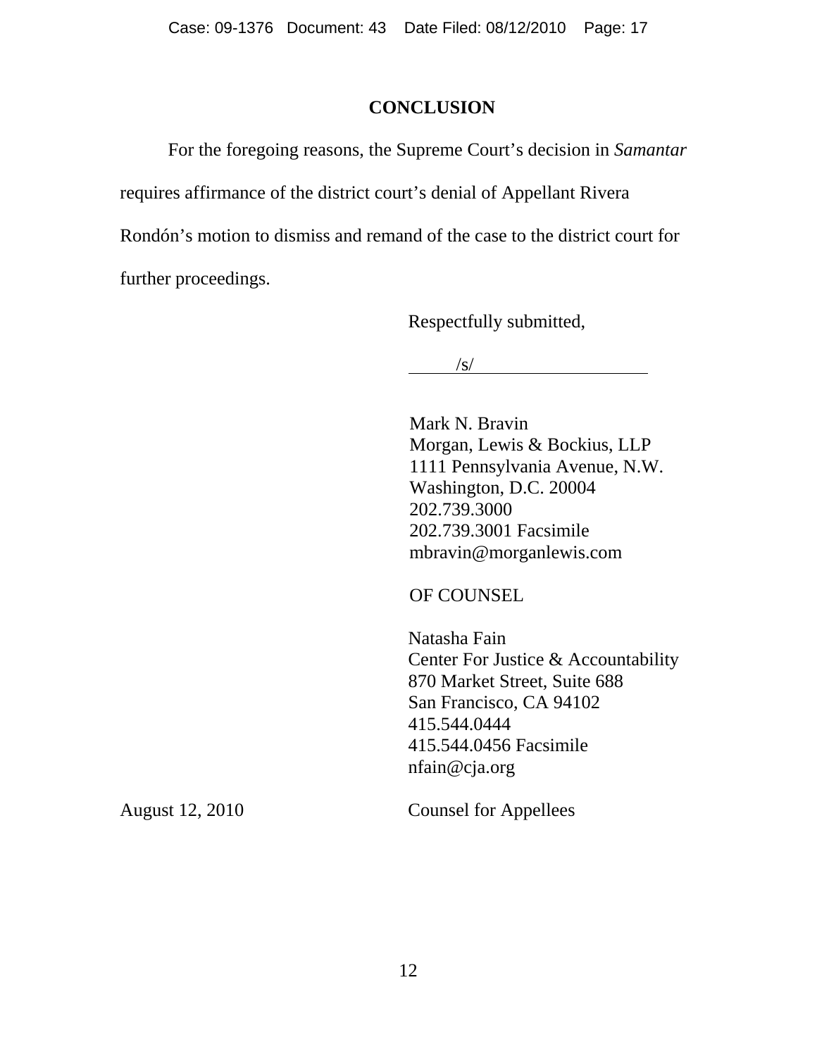## CONCLUSION

For the foregoing reasons, the Supreme Court's decision in *Samantar* requires affirmance of the district court's denial of Appellant Rivera Rondón's motion to dismiss and remand of the case to the district court for further proceedings.

Respectfully submitted,

/s/

Mark N. Bravin
Morgan, Lewis & Bockius, LLP
1111 Pennsylvania Avenue, N.W.
Washington, D.C. 20004
202.739.3000
202.739.3001 Facsimile
mbravin@morganlewis.com

OF COUNSEL

Natasha Fain
Center For Justice & Accountability
870 Market Street, Suite 688
San Francisco, CA 94102
415.544.0444
415.544.0456 Facsimile
nfain@cja.org

August 12, 2010

Counsel for Appellees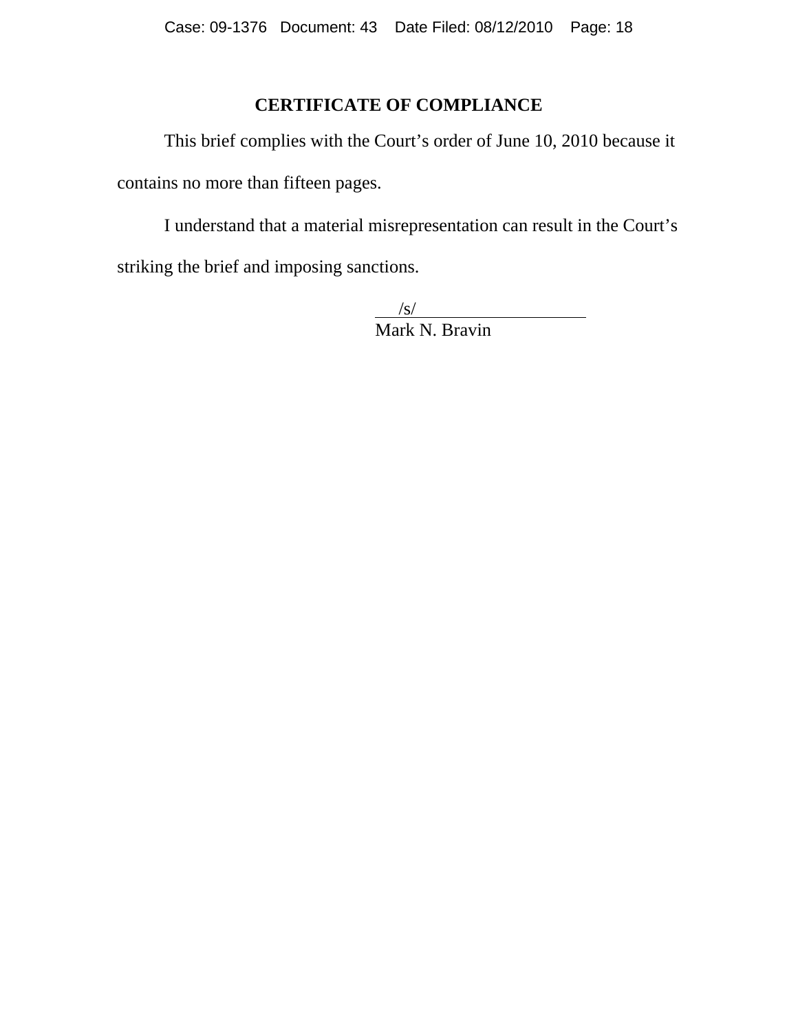## CERTIFICATE OF COMPLIANCE

This brief complies with the Court's order of June 10, 2010 because it contains no more than fifteen pages.

I understand that a material misrepresentation can result in the Court's striking the brief and imposing sanctions.

/s/
Mark N. Bravin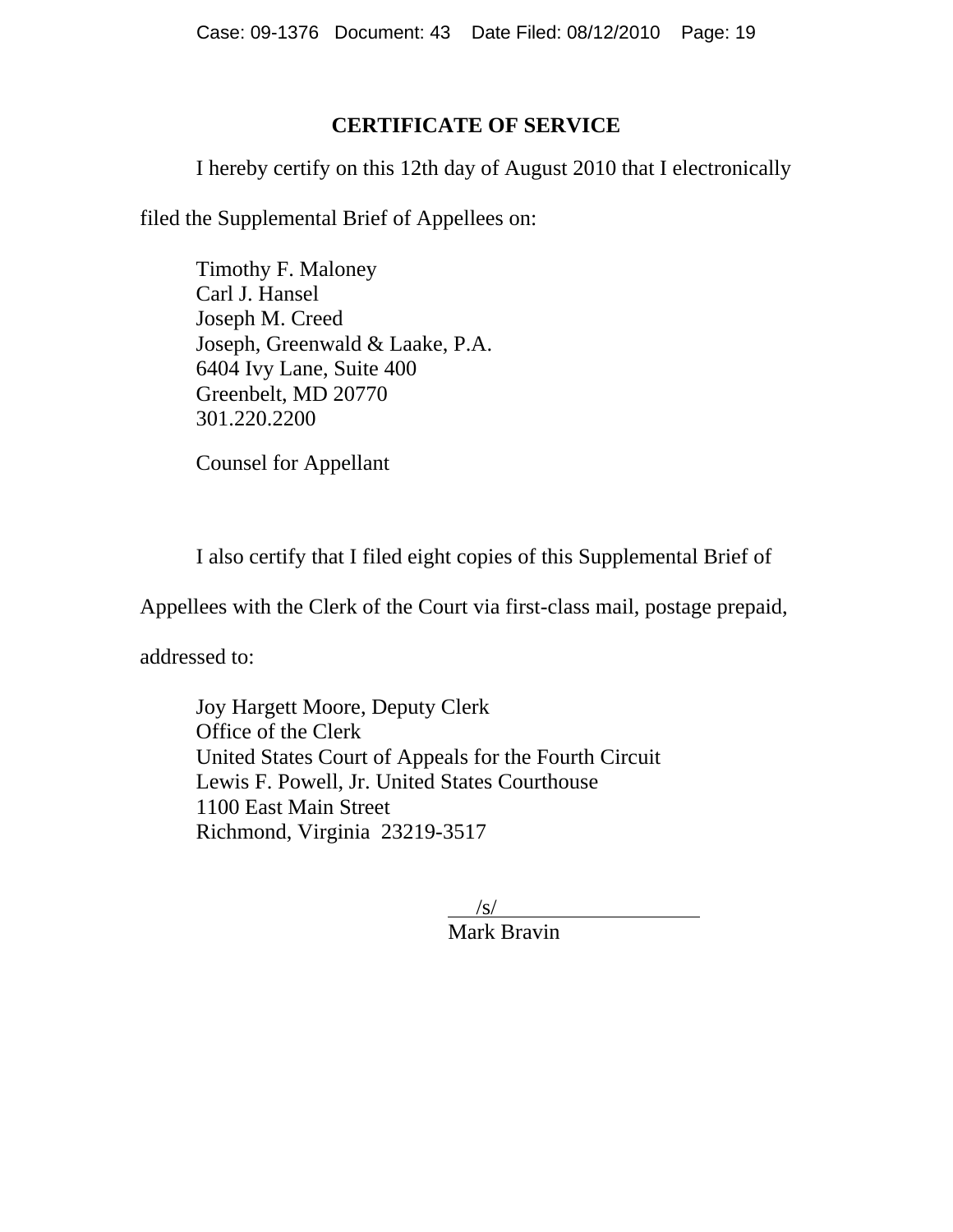## CERTIFICATE OF SERVICE

I hereby certify on this 12th day of August 2010 that I electronically filed the Supplemental Brief of Appellees on:

Timothy F. Maloney
Carl J. Hansel
Joseph M. Creed
Joseph, Greenwald & Laake, P.A.
6404 Ivy Lane, Suite 400
Greenbelt, MD 20770
301.220.2200

Counsel for Appellant

I also certify that I filed eight copies of this Supplemental Brief of Appellees with the Clerk of the Court via first-class mail, postage prepaid, addressed to:

Joy Hargett Moore, Deputy Clerk
Office of the Clerk
United States Court of Appeals for the Fourth Circuit
Lewis F. Powell, Jr. United States Courthouse
1100 East Main Street
Richmond, Virginia 23219-3517

/s/
Mark Bravin